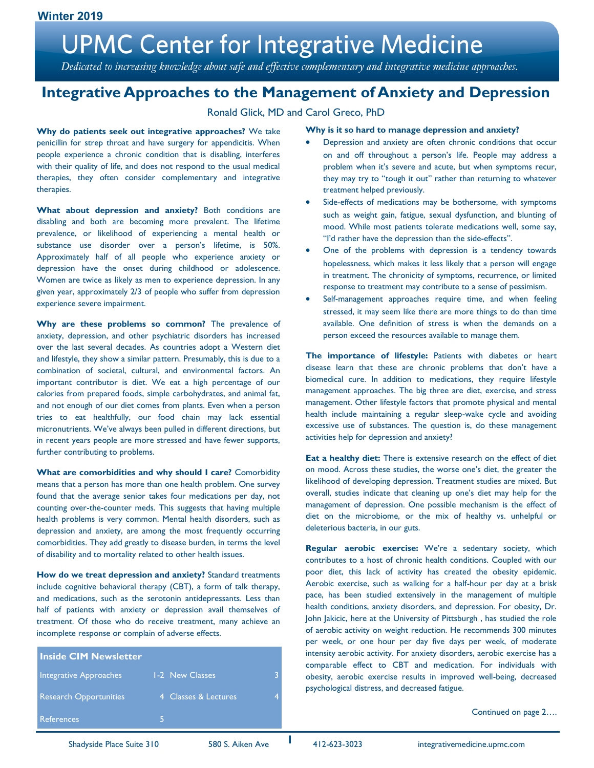Winter 2019

# UPMC Center for Integrative Medicine

*Dedicated to increasing knowledge about safe and effective complementary and integrative medicine approaches.*

## Integrative Approaches to the Management of Anxiety and Depression

Ronald Glick, MD and Carol Greco, PhD

**Why do patients seek out integrative approaches?** We take penicillin for strep throat and have surgery for appendicitis. When people experience a chronic condition that is disabling, interferes with their quality of life, and does not respond to the usual medical therapies, they often consider complementary and integrative therapies.

**What about depression and anxiety?** Both conditions are disabling and both are becoming more prevalent. The lifetime prevalence, or likelihood of experiencing a mental health or substance use disorder over a person's lifetime, is 50%. Approximately half of all people who experience anxiety or depression have the onset during childhood or adolescence. Women are twice as likely as men to experience depression. In any given year, approximately 2/3 of people who suffer from depression experience severe impairment.

**Why are these problems so common?** The prevalence of anxiety, depression, and other psychiatric disorders has increased over the last several decades. As countries adopt a Western diet and lifestyle, they show a similar pattern. Presumably, this is due to a combination of societal, cultural, and environmental factors. An important contributor is diet. We eat a high percentage of our calories from prepared foods, simple carbohydrates, and animal fat, and not enough of our diet comes from plants. Even when a person tries to eat healthfully, our food chain may lack essential micronutrients. We've always been pulled in different directions, but in recent years people are more stressed and have fewer supports, further contributing to problems.

**What are comorbidities and why should I care?** Comorbidity means that a person has more than one health problem. One survey found that the average senior takes four medications per day, not counting over-the-counter meds. This suggests that having multiple health problems is very common. Mental health disorders, such as depression and anxiety, are among the most frequently occurring comorbidities. They add greatly to disease burden, in terms the level of disability and to mortality related to other health issues.

**How do we treat depression and anxiety?** Standard treatments include cognitive behavioral therapy (CBT), a form of talk therapy, and medications, such as the serotonin antidepressants. Less than half of patients with anxiety or depression avail themselves of treatment. Of those who do receive treatment, many achieve an incomplete response or complain of adverse effects.

| Inside CIM Newsletter | | | |
|---|---|---|---|
| Integrative Approaches | 1-2 | New Classes | 3 |
| Research Opportunities | 4 | Classes & Lectures | 4 |
| References | 5 | | |

**Why is it so hard to manage depression and anxiety?**

- Depression and anxiety are often chronic conditions that occur on and off throughout a person's life. People may address a problem when it's severe and acute, but when symptoms recur, they may try to "tough it out" rather than returning to whatever treatment helped previously.
- Side-effects of medications may be bothersome, with symptoms such as weight gain, fatigue, sexual dysfunction, and blunting of mood. While most patients tolerate medications well, some say, "I'd rather have the depression than the side-effects".
- One of the problems with depression is a tendency towards hopelessness, which makes it less likely that a person will engage in treatment. The chronicity of symptoms, recurrence, or limited response to treatment may contribute to a sense of pessimism.
- Self-management approaches require time, and when feeling stressed, it may seem like there are more things to do than time available. One definition of stress is when the demands on a person exceed the resources available to manage them.

**The importance of lifestyle:** Patients with diabetes or heart disease learn that these are chronic problems that don't have a biomedical cure. In addition to medications, they require lifestyle management approaches. The big three are diet, exercise, and stress management. Other lifestyle factors that promote physical and mental health include maintaining a regular sleep-wake cycle and avoiding excessive use of substances. The question is, do these management activities help for depression and anxiety?

**Eat a healthy diet:** There is extensive research on the effect of diet on mood. Across these studies, the worse one's diet, the greater the likelihood of developing depression. Treatment studies are mixed. But overall, studies indicate that cleaning up one's diet may help for the management of depression. One possible mechanism is the effect of diet on the microbiome, or the mix of healthy vs. unhelpful or deleterious bacteria, in our guts.

**Regular aerobic exercise:** We're a sedentary society, which contributes to a host of chronic health conditions. Coupled with our poor diet, this lack of activity has created the obesity epidemic. Aerobic exercise, such as walking for a half-hour per day at a brisk pace, has been studied extensively in the management of multiple health conditions, anxiety disorders, and depression. For obesity, Dr. John Jakicic, here at the University of Pittsburgh , has studied the role of aerobic activity on weight reduction. He recommends 300 minutes per week, or one hour per day five days per week, of moderate intensity aerobic activity. For anxiety disorders, aerobic exercise has a comparable effect to CBT and medication. For individuals with obesity, aerobic exercise results in improved well-being, decreased psychological distress, and decreased fatigue.

Continued on page 2….

Shadyside Place Suite 310 | 580 S. Aiken Ave | 412-623-3023 | integrativemedicine.upmc.com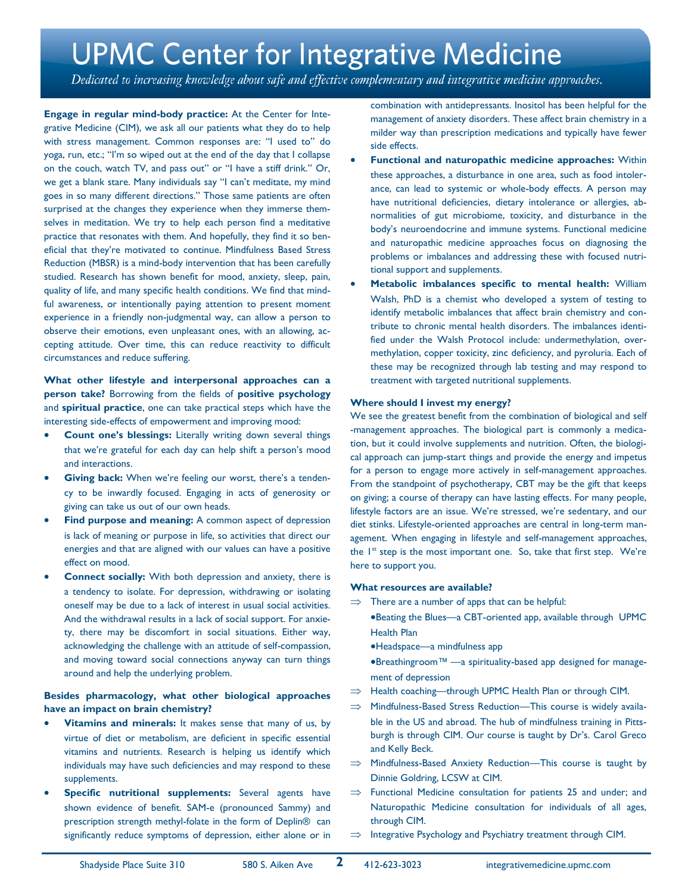# UPMC Center for Integrative Medicine

*Dedicated to increasing knowledge about safe and effective complementary and integrative medicine approaches.*

**Engage in regular mind-body practice:** At the Center for Integrative Medicine (CIM), we ask all our patients what they do to help with stress management. Common responses are: "I used to" do yoga, run, etc.; "I'm so wiped out at the end of the day that I collapse on the couch, watch TV, and pass out" or "I have a stiff drink." Or, we get a blank stare. Many individuals say "I can't meditate, my mind goes in so many different directions." Those same patients are often surprised at the changes they experience when they immerse themselves in meditation. We try to help each person find a meditative practice that resonates with them. And hopefully, they find it so beneficial that they're motivated to continue. Mindfulness Based Stress Reduction (MBSR) is a mind-body intervention that has been carefully studied. Research has shown benefit for mood, anxiety, sleep, pain, quality of life, and many specific health conditions. We find that mindful awareness, or intentionally paying attention to present moment experience in a friendly non-judgmental way, can allow a person to observe their emotions, even unpleasant ones, with an allowing, accepting attitude. Over time, this can reduce reactivity to difficult circumstances and reduce suffering.

**What other lifestyle and interpersonal approaches can a person take?** Borrowing from the fields of **positive psychology** and **spiritual practice**, one can take practical steps which have the interesting side-effects of empowerment and improving mood:

- **Count one's blessings:** Literally writing down several things that we're grateful for each day can help shift a person's mood and interactions.
- **Giving back:** When we're feeling our worst, there's a tendency to be inwardly focused. Engaging in acts of generosity or giving can take us out of our own heads.
- **Find purpose and meaning:** A common aspect of depression is lack of meaning or purpose in life, so activities that direct our energies and that are aligned with our values can have a positive effect on mood.
- **Connect socially:** With both depression and anxiety, there is a tendency to isolate. For depression, withdrawing or isolating oneself may be due to a lack of interest in usual social activities. And the withdrawal results in a lack of social support. For anxiety, there may be discomfort in social situations. Either way, acknowledging the challenge with an attitude of self-compassion, and moving toward social connections anyway can turn things around and help the underlying problem.

**Besides pharmacology, what other biological approaches have an impact on brain chemistry?**

- **Vitamins and minerals:** It makes sense that many of us, by virtue of diet or metabolism, are deficient in specific essential vitamins and nutrients. Research is helping us identify which individuals may have such deficiencies and may respond to these supplements.
- **Specific nutritional supplements:** Several agents have shown evidence of benefit. SAM-e (pronounced Sammy) and prescription strength methyl-folate in the form of Deplin® can significantly reduce symptoms of depression, either alone or in combination with antidepressants. Inositol has been helpful for the management of anxiety disorders. These affect brain chemistry in a milder way than prescription medications and typically have fewer side effects.
- **Functional and naturopathic medicine approaches:** Within these approaches, a disturbance in one area, such as food intolerance, can lead to systemic or whole-body effects. A person may have nutritional deficiencies, dietary intolerance or allergies, abnormalities of gut microbiome, toxicity, and disturbance in the body's neuroendocrine and immune systems. Functional medicine and naturopathic medicine approaches focus on diagnosing the problems or imbalances and addressing these with focused nutritional support and supplements.
- **Metabolic imbalances specific to mental health:** William Walsh, PhD is a chemist who developed a system of testing to identify metabolic imbalances that affect brain chemistry and contribute to chronic mental health disorders. The imbalances identified under the Walsh Protocol include: undermethylation, overmethylation, copper toxicity, zinc deficiency, and pyroluria. Each of these may be recognized through lab testing and may respond to treatment with targeted nutritional supplements.

**Where should I invest my energy?**

We see the greatest benefit from the combination of biological and self-management approaches. The biological part is commonly a medication, but it could involve supplements and nutrition. Often, the biological approach can jump-start things and provide the energy and impetus for a person to engage more actively in self-management approaches. From the standpoint of psychotherapy, CBT may be the gift that keeps on giving; a course of therapy can have lasting effects. For many people, lifestyle factors are an issue. We're stressed, we're sedentary, and our diet stinks. Lifestyle-oriented approaches are central in long-term management. When engaging in lifestyle and self-management approaches, the 1st step is the most important one. So, take that first step. We're here to support you.

**What resources are available?**

⇒ There are a number of apps that can be helpful:
- Beating the Blues—a CBT-oriented app, available through UPMC Health Plan
- Headspace—a mindfulness app
- Breathingroom™ —a spirituality-based app designed for management of depression

⇒ Health coaching—through UPMC Health Plan or through CIM.

⇒ Mindfulness-Based Stress Reduction—This course is widely available in the US and abroad. The hub of mindfulness training in Pittsburgh is through CIM. Our course is taught by Dr's. Carol Greco and Kelly Beck.

⇒ Mindfulness-Based Anxiety Reduction—This course is taught by Dinnie Goldring, LCSW at CIM.

⇒ Functional Medicine consultation for patients 25 and under; and Naturopathic Medicine consultation for individuals of all ages, through CIM.

⇒ Integrative Psychology and Psychiatry treatment through CIM.

Shadyside Place Suite 310 | 580 S. Aiken Ave | 412-623-3023 | integrativemedicine.upmc.com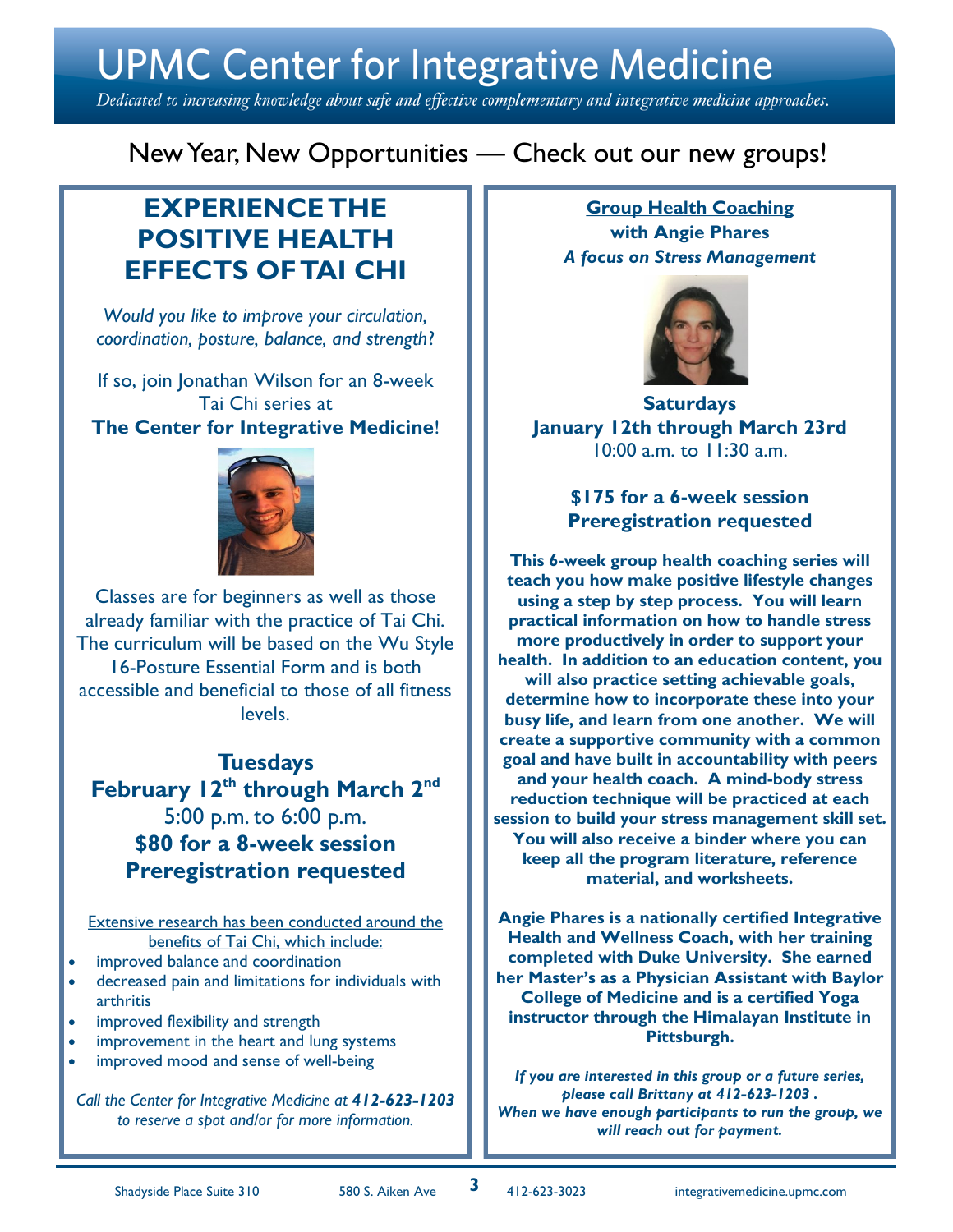# UPMC Center for Integrative Medicine

*Dedicated to increasing knowledge about safe and effective complementary and integrative medicine approaches.*

## New Year, New Opportunities — Check out our new groups!

## EXPERIENCE THE POSITIVE HEALTH EFFECTS OF TAI CHI

*Would you like to improve your circulation, coordination, posture, balance, and strength?*

If so, join Jonathan Wilson for an 8-week Tai Chi series at **The Center for Integrative Medicine**!

Classes are for beginners as well as those already familiar with the practice of Tai Chi. The curriculum will be based on the Wu Style 16-Posture Essential Form and is both accessible and beneficial to those of all fitness levels.

**Tuesdays**
**February 12th through March 2nd**
5:00 p.m. to 6:00 p.m.
**$80 for a 8-week session**
**Preregistration requested**

Extensive research has been conducted around the benefits of Tai Chi, which include:

- improved balance and coordination
- decreased pain and limitations for individuals with arthritis
- improved flexibility and strength
- improvement in the heart and lung systems
- improved mood and sense of well-being

*Call the Center for Integrative Medicine at **412-623-1203** to reserve a spot and/or for more information.*

## Group Health Coaching

**with Angie Phares**
***A focus on Stress Management***

**Saturdays**
**January 12th through March 23rd**
10:00 a.m. to 11:30 a.m.

**$175 for a 6-week session**
**Preregistration requested**

**This 6-week group health coaching series will teach you how make positive lifestyle changes using a step by step process. You will learn practical information on how to handle stress more productively in order to support your health. In addition to an education content, you will also practice setting achievable goals, determine how to incorporate these into your busy life, and learn from one another. We will create a supportive community with a common goal and have built in accountability with peers and your health coach. A mind-body stress reduction technique will be practiced at each session to build your stress management skill set. You will also receive a binder where you can keep all the program literature, reference material, and worksheets.**

**Angie Phares is a nationally certified Integrative Health and Wellness Coach, with her training completed with Duke University. She earned her Master's as a Physician Assistant with Baylor College of Medicine and is a certified Yoga instructor through the Himalayan Institute in Pittsburgh.**

***If you are interested in this group or a future series, please call Brittany at 412-623-1203 . When we have enough participants to run the group, we will reach out for payment.***

Shadyside Place Suite 310 580 S. Aiken Ave 412-623-3023 integrativemedicine.upmc.com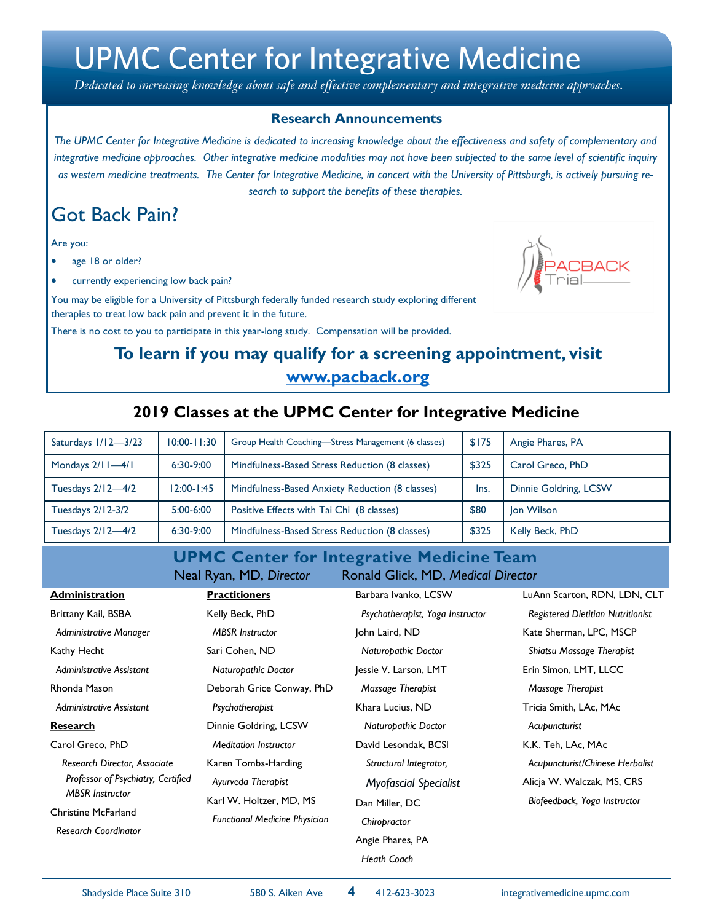# UPMC Center for Integrative Medicine

*Dedicated to increasing knowledge about safe and effective complementary and integrative medicine approaches.*

### Research Announcements

*The UPMC Center for Integrative Medicine is dedicated to increasing knowledge about the effectiveness and safety of complementary and integrative medicine approaches. Other integrative medicine modalities may not have been subjected to the same level of scientific inquiry as western medicine treatments. The Center for Integrative Medicine, in concert with the University of Pittsburgh, is actively pursuing research to support the benefits of these therapies.*

## Got Back Pain?

PACBACK Trial

Are you:

- age 18 or older?
- currently experiencing low back pain?

You may be eligible for a University of Pittsburgh federally funded research study exploring different therapies to treat low back pain and prevent it in the future.

There is no cost to you to participate in this year-long study. Compensation will be provided.

**To learn if you may qualify for a screening appointment, visit [www.pacback.org](www.pacback.org)**

## 2019 Classes at the UPMC Center for Integrative Medicine

| Day/Dates | Time | Class | Cost | Instructor |
|---|---|---|---|---|
| Saturdays 1/12—3/23 | 10:00-11:30 | Group Health Coaching—Stress Management (6 classes) | $175 | Angie Phares, PA |
| Mondays 2/11—4/1 | 6:30-9:00 | Mindfulness-Based Stress Reduction (8 classes) | $325 | Carol Greco, PhD |
| Tuesdays 2/12—4/2 | 12:00-1:45 | Mindfulness-Based Anxiety Reduction (8 classes) | Ins. | Dinnie Goldring, LCSW |
| Tuesdays 2/12-3/2 | 5:00-6:00 | Positive Effects with Tai Chi (8 classes) | $80 | Jon Wilson |
| Tuesdays 2/12—4/2 | 6:30-9:00 | Mindfulness-Based Stress Reduction (8 classes) | $325 | Kelly Beck, PhD |

## UPMC Center for Integrative Medicine Team

Neal Ryan, MD, *Director* Ronald Glick, MD, *Medical Director*

**Administration**

Brittany Kail, BSBA
*Administrative Manager*

Kathy Hecht
*Administrative Assistant*

Rhonda Mason
*Administrative Assistant*

**Research**

Carol Greco, PhD
*Research Director, Associate Professor of Psychiatry, Certified MBSR Instructor*

Christine McFarland
*Research Coordinator*

**Practitioners**

Kelly Beck, PhD
*MBSR Instructor*

Sari Cohen, ND
*Naturopathic Doctor*

Deborah Grice Conway, PhD
*Psychotherapist*

Dinnie Goldring, LCSW
*Meditation Instructor*

Karen Tombs-Harding
*Ayurveda Therapist*

Karl W. Holtzer, MD, MS
*Functional Medicine Physician*

Barbara Ivanko, LCSW
*Psychotherapist, Yoga Instructor*

John Laird, ND
*Naturopathic Doctor*

Jessie V. Larson, LMT
*Massage Therapist*

Khara Lucius, ND
*Naturopathic Doctor*

David Lesondak, BCSI
*Structural Integrator, Myofascial Specialist*

Dan Miller, DC
*Chiropractor*

Angie Phares, PA
*Heath Coach*

LuAnn Scarton, RDN, LDN, CLT
*Registered Dietitian Nutritionist*

Kate Sherman, LPC, MSCP
*Shiatsu Massage Therapist*

Erin Simon, LMT, LLCC
*Massage Therapist*

Tricia Smith, LAc, MAc
*Acupuncturist*

K.K. Teh, LAc, MAc
*Acupuncturist/Chinese Herbalist*

Alicja W. Walczak, MS, CRS
*Biofeedback, Yoga Instructor*

Shadyside Place Suite 310 580 S. Aiken Ave 412-623-3023 integrativemedicine.upmc.com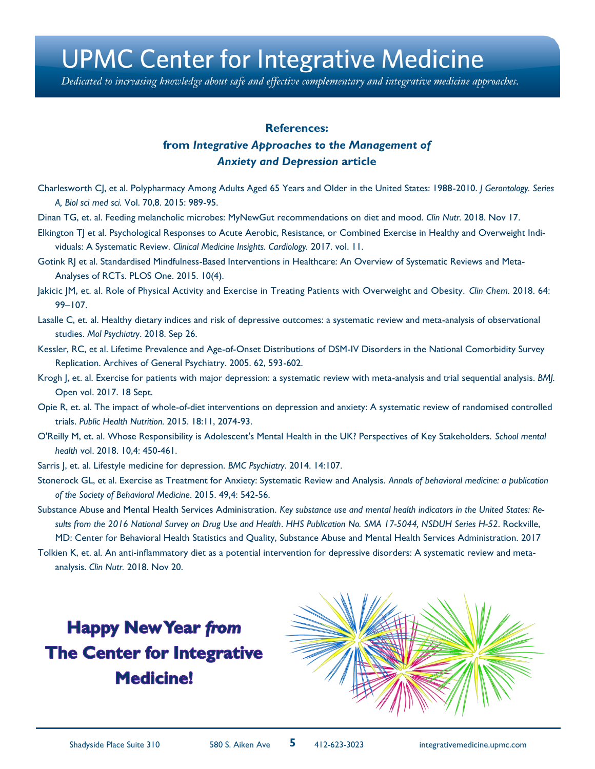# UPMC Center for Integrative Medicine

*Dedicated to increasing knowledge about safe and effective complementary and integrative medicine approaches.*

## References:
## from *Integrative Approaches to the Management of Anxiety and Depression* article

Charlesworth CJ, et al. Polypharmacy Among Adults Aged 65 Years and Older in the United States: 1988-2010. *J Gerontology. Series A, Biol sci med sci.* Vol. 70,8. 2015: 989-95.

Dinan TG, et. al. Feeding melancholic microbes: MyNewGut recommendations on diet and mood. *Clin Nutr.* 2018. Nov 17.

Elkington TJ et al. Psychological Responses to Acute Aerobic, Resistance, or Combined Exercise in Healthy and Overweight Individuals: A Systematic Review. *Clinical Medicine Insights. Cardiology.* 2017. vol. 11.

Gotink RJ et al. Standardised Mindfulness-Based Interventions in Healthcare: An Overview of Systematic Reviews and Meta-Analyses of RCTs. PLOS One. 2015. 10(4).

Jakicic JM, et. al. Role of Physical Activity and Exercise in Treating Patients with Overweight and Obesity. *Clin Chem.* 2018. 64: 99–107.

Lasalle C, et. al. Healthy dietary indices and risk of depressive outcomes: a systematic review and meta-analysis of observational studies. *Mol Psychiatry*. 2018. Sep 26.

Kessler, RC, et al. Lifetime Prevalence and Age-of-Onset Distributions of DSM-IV Disorders in the National Comorbidity Survey Replication. Archives of General Psychiatry. 2005. 62, 593-602.

Krogh J, et. al. Exercise for patients with major depression: a systematic review with meta-analysis and trial sequential analysis. *BMJ.* Open vol. 2017. 18 Sept.

Opie R, et. al. The impact of whole-of-diet interventions on depression and anxiety: A systematic review of randomised controlled trials. *Public Health Nutrition.* 2015. 18:11, 2074-93.

O'Reilly M, et. al. Whose Responsibility is Adolescent's Mental Health in the UK? Perspectives of Key Stakeholders. *School mental health* vol. 2018. 10,4: 450-461.

Sarris J, et. al. Lifestyle medicine for depression. *BMC Psychiatry*. 2014. 14:107.

Stonerock GL, et al. Exercise as Treatment for Anxiety: Systematic Review and Analysis. *Annals of behavioral medicine: a publication of the Society of Behavioral Medicine*. 2015. 49,4: 542-56.

Substance Abuse and Mental Health Services Administration. *Key substance use and mental health indicators in the United States: Results from the 2016 National Survey on Drug Use and Health*. *HHS Publication No. SMA 17-5044, NSDUH Series H-52*. Rockville, MD: Center for Behavioral Health Statistics and Quality, Substance Abuse and Mental Health Services Administration. 2017

Tolkien K, et. al. An anti-inflammatory diet as a potential intervention for depressive disorders: A systematic review and meta-analysis. *Clin Nutr.* 2018. Nov 20.

**Happy New Year *from* The Center for Integrative Medicine!**

Shadyside Place Suite 310 | 580 S. Aiken Ave | 412-623-3023 | integrativemedicine.upmc.com